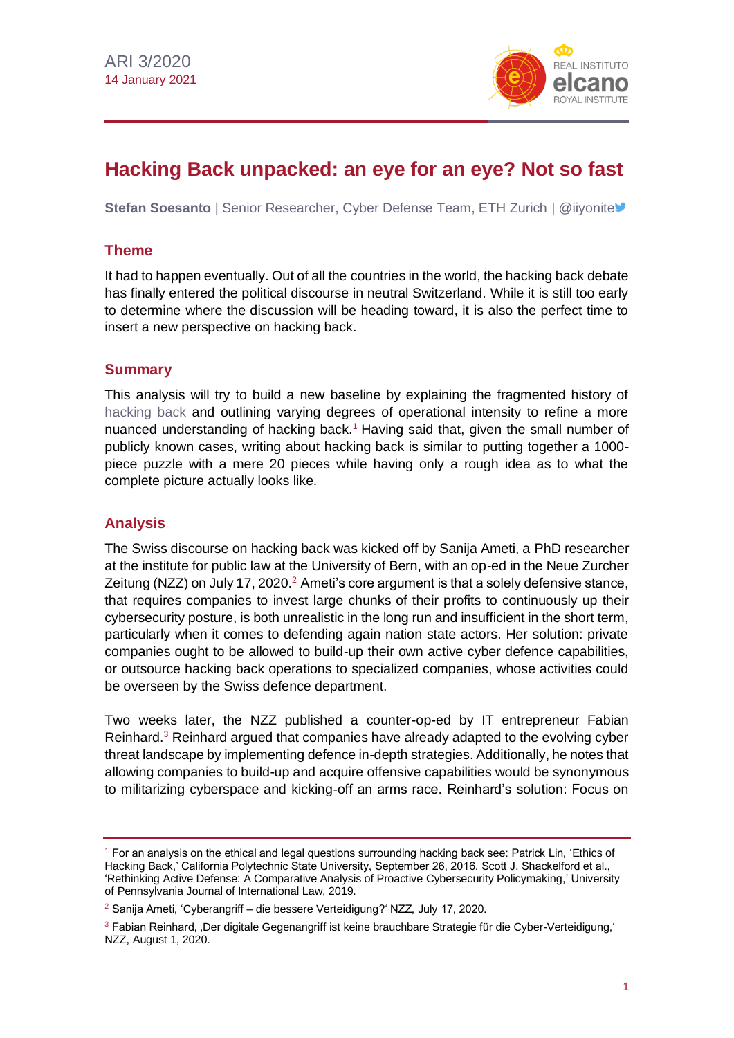ARI 3/2020
14 January 2021

# Hacking Back unpacked: an eye for an eye? Not so fast

**Stefan Soesanto** | Senior Researcher, Cyber Defense Team, ETH Zurich | @iiyonite

## Theme

It had to happen eventually. Out of all the countries in the world, the hacking back debate has finally entered the political discourse in neutral Switzerland. While it is still too early to determine where the discussion will be heading toward, it is also the perfect time to insert a new perspective on hacking back.

## Summary

This analysis will try to build a new baseline by explaining the fragmented history of hacking back and outlining varying degrees of operational intensity to refine a more nuanced understanding of hacking back.[1] Having said that, given the small number of publicly known cases, writing about hacking back is similar to putting together a 1000-piece puzzle with a mere 20 pieces while having only a rough idea as to what the complete picture actually looks like.

## Analysis

The Swiss discourse on hacking back was kicked off by Sanija Ameti, a PhD researcher at the institute for public law at the University of Bern, with an op-ed in the Neue Zurcher Zeitung (NZZ) on July 17, 2020.[2] Ameti's core argument is that a solely defensive stance, that requires companies to invest large chunks of their profits to continuously up their cybersecurity posture, is both unrealistic in the long run and insufficient in the short term, particularly when it comes to defending again nation state actors. Her solution: private companies ought to be allowed to build-up their own active cyber defence capabilities, or outsource hacking back operations to specialized companies, whose activities could be overseen by the Swiss defence department.

Two weeks later, the NZZ published a counter-op-ed by IT entrepreneur Fabian Reinhard.[3] Reinhard argued that companies have already adapted to the evolving cyber threat landscape by implementing defence in-depth strategies. Additionally, he notes that allowing companies to build-up and acquire offensive capabilities would be synonymous to militarizing cyberspace and kicking-off an arms race. Reinhard's solution: Focus on

---

[1] For an analysis on the ethical and legal questions surrounding hacking back see: Patrick Lin, 'Ethics of Hacking Back,' California Polytechnic State University, September 26, 2016. Scott J. Shackelford et al., 'Rethinking Active Defense: A Comparative Analysis of Proactive Cybersecurity Policymaking,' University of Pennsylvania Journal of International Law, 2019.

[2] Sanija Ameti, 'Cyberangriff – die bessere Verteidigung?' NZZ, July 17, 2020.

[3] Fabian Reinhard, ‚Der digitale Gegenangriff ist keine brauchbare Strategie für die Cyber-Verteidigung,' NZZ, August 1, 2020.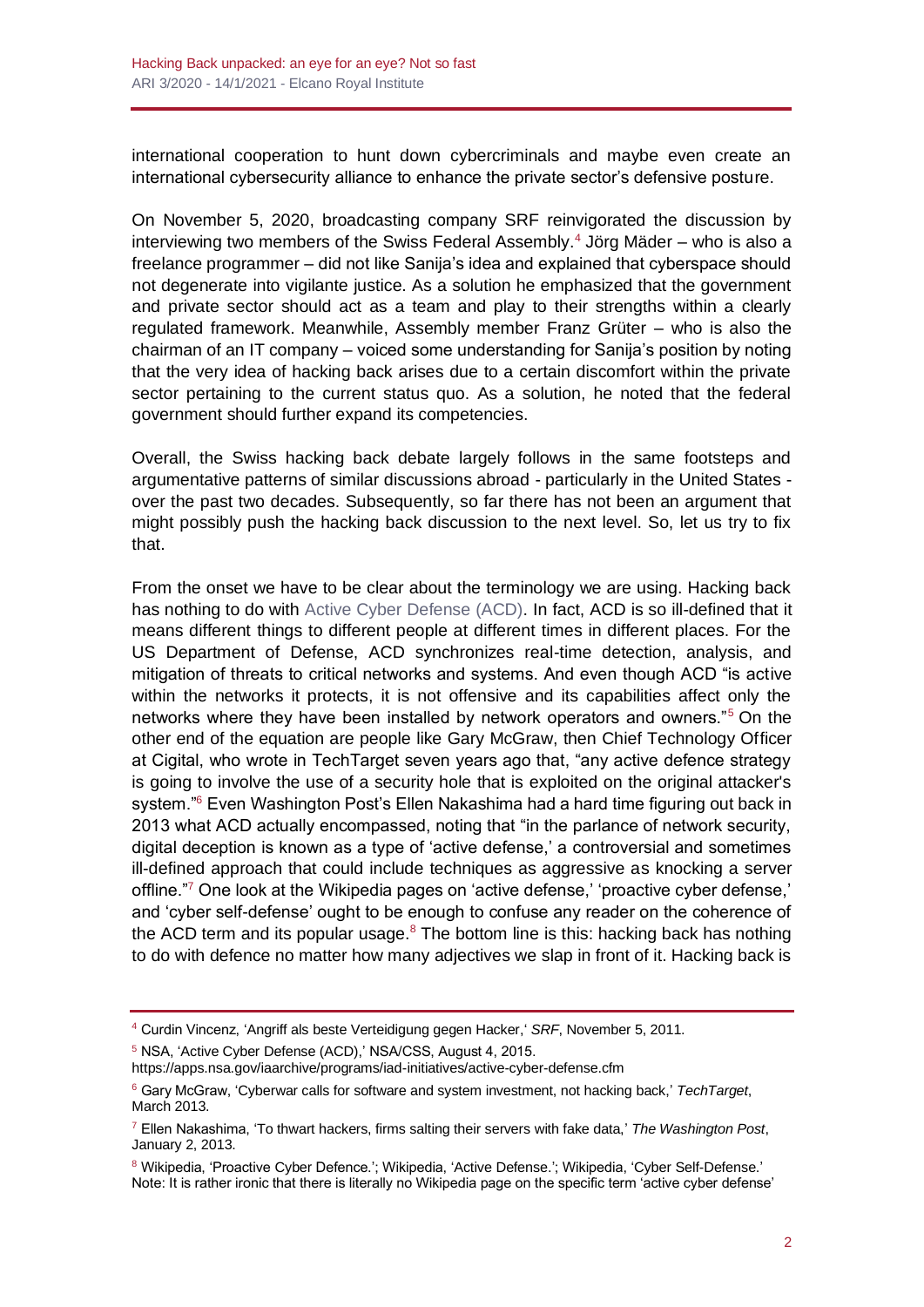international cooperation to hunt down cybercriminals and maybe even create an international cybersecurity alliance to enhance the private sector's defensive posture.

On November 5, 2020, broadcasting company SRF reinvigorated the discussion by interviewing two members of the Swiss Federal Assembly.[4] Jörg Mäder – who is also a freelance programmer – did not like Sanija's idea and explained that cyberspace should not degenerate into vigilante justice. As a solution he emphasized that the government and private sector should act as a team and play to their strengths within a clearly regulated framework. Meanwhile, Assembly member Franz Grüter – who is also the chairman of an IT company – voiced some understanding for Sanija's position by noting that the very idea of hacking back arises due to a certain discomfort within the private sector pertaining to the current status quo. As a solution, he noted that the federal government should further expand its competencies.

Overall, the Swiss hacking back debate largely follows in the same footsteps and argumentative patterns of similar discussions abroad - particularly in the United States - over the past two decades. Subsequently, so far there has not been an argument that might possibly push the hacking back discussion to the next level. So, let us try to fix that.

From the onset we have to be clear about the terminology we are using. Hacking back has nothing to do with Active Cyber Defense (ACD). In fact, ACD is so ill-defined that it means different things to different people at different times in different places. For the US Department of Defense, ACD synchronizes real-time detection, analysis, and mitigation of threats to critical networks and systems. And even though ACD "is active within the networks it protects, it is not offensive and its capabilities affect only the networks where they have been installed by network operators and owners."[5] On the other end of the equation are people like Gary McGraw, then Chief Technology Officer at Cigital, who wrote in TechTarget seven years ago that, "any active defence strategy is going to involve the use of a security hole that is exploited on the original attacker's system."[6] Even Washington Post's Ellen Nakashima had a hard time figuring out back in 2013 what ACD actually encompassed, noting that "in the parlance of network security, digital deception is known as a type of 'active defense,' a controversial and sometimes ill-defined approach that could include techniques as aggressive as knocking a server offline."[7] One look at the Wikipedia pages on 'active defense,' 'proactive cyber defense,' and 'cyber self-defense' ought to be enough to confuse any reader on the coherence of the ACD term and its popular usage.[8] The bottom line is this: hacking back has nothing to do with defence no matter how many adjectives we slap in front of it. Hacking back is

---

[4] Curdin Vincenz, 'Angriff als beste Verteidigung gegen Hacker,' *SRF*, November 5, 2011.

[5] NSA, 'Active Cyber Defense (ACD),' NSA/CSS, August 4, 2015. https://apps.nsa.gov/iaarchive/programs/iad-initiatives/active-cyber-defense.cfm

[6] Gary McGraw, 'Cyberwar calls for software and system investment, not hacking back,' *TechTarget*, March 2013.

[7] Ellen Nakashima, 'To thwart hackers, firms salting their servers with fake data,' *The Washington Post*, January 2, 2013.

[8] Wikipedia, 'Proactive Cyber Defence.'; Wikipedia, 'Active Defense.'; Wikipedia, 'Cyber Self-Defense.' Note: It is rather ironic that there is literally no Wikipedia page on the specific term 'active cyber defense'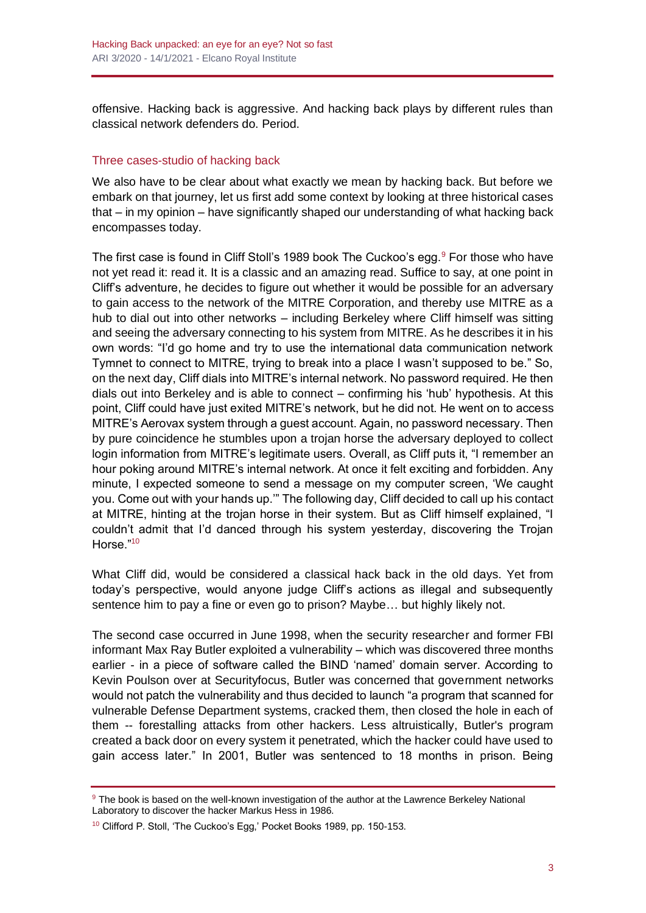offensive. Hacking back is aggressive. And hacking back plays by different rules than classical network defenders do. Period.

## Three cases-studio of hacking back

We also have to be clear about what exactly we mean by hacking back. But before we embark on that journey, let us first add some context by looking at three historical cases that – in my opinion – have significantly shaped our understanding of what hacking back encompasses today.

The first case is found in Cliff Stoll's 1989 book The Cuckoo's egg.[9] For those who have not yet read it: read it. It is a classic and an amazing read. Suffice to say, at one point in Cliff's adventure, he decides to figure out whether it would be possible for an adversary to gain access to the network of the MITRE Corporation, and thereby use MITRE as a hub to dial out into other networks – including Berkeley where Cliff himself was sitting and seeing the adversary connecting to his system from MITRE. As he describes it in his own words: "I'd go home and try to use the international data communication network Tymnet to connect to MITRE, trying to break into a place I wasn't supposed to be." So, on the next day, Cliff dials into MITRE's internal network. No password required. He then dials out into Berkeley and is able to connect – confirming his 'hub' hypothesis. At this point, Cliff could have just exited MITRE's network, but he did not. He went on to access MITRE's Aerovax system through a guest account. Again, no password necessary. Then by pure coincidence he stumbles upon a trojan horse the adversary deployed to collect login information from MITRE's legitimate users. Overall, as Cliff puts it, "I remember an hour poking around MITRE's internal network. At once it felt exciting and forbidden. Any minute, I expected someone to send a message on my computer screen, 'We caught you. Come out with your hands up.'" The following day, Cliff decided to call up his contact at MITRE, hinting at the trojan horse in their system. But as Cliff himself explained, "I couldn't admit that I'd danced through his system yesterday, discovering the Trojan Horse."[10]

What Cliff did, would be considered a classical hack back in the old days. Yet from today's perspective, would anyone judge Cliff's actions as illegal and subsequently sentence him to pay a fine or even go to prison? Maybe… but highly likely not.

The second case occurred in June 1998, when the security researcher and former FBI informant Max Ray Butler exploited a vulnerability – which was discovered three months earlier - in a piece of software called the BIND 'named' domain server. According to Kevin Poulson over at Securityfocus, Butler was concerned that government networks would not patch the vulnerability and thus decided to launch "a program that scanned for vulnerable Defense Department systems, cracked them, then closed the hole in each of them -- forestalling attacks from other hackers. Less altruistically, Butler's program created a back door on every system it penetrated, which the hacker could have used to gain access later." In 2001, Butler was sentenced to 18 months in prison. Being

---

[9] The book is based on the well-known investigation of the author at the Lawrence Berkeley National Laboratory to discover the hacker Markus Hess in 1986.

[10] Clifford P. Stoll, 'The Cuckoo's Egg,' Pocket Books 1989, pp. 150-153.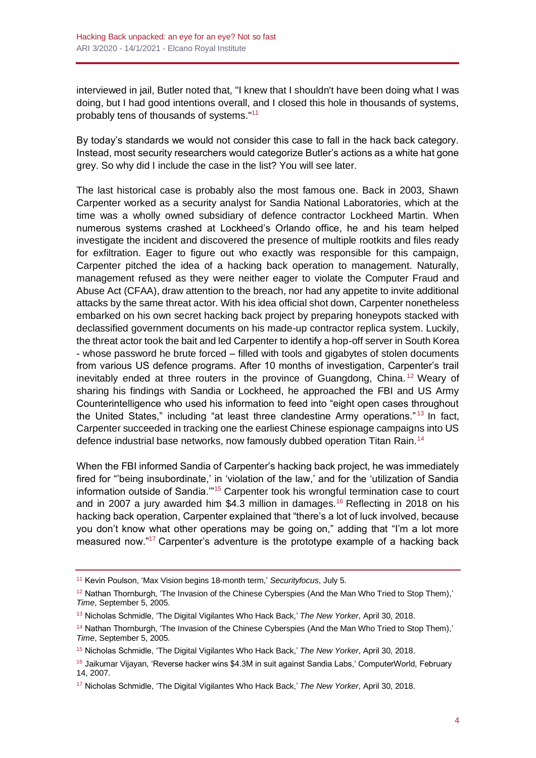interviewed in jail, Butler noted that, "I knew that I shouldn't have been doing what I was doing, but I had good intentions overall, and I closed this hole in thousands of systems, probably tens of thousands of systems."[11]

By today's standards we would not consider this case to fall in the hack back category. Instead, most security researchers would categorize Butler's actions as a white hat gone grey. So why did I include the case in the list? You will see later.

The last historical case is probably also the most famous one. Back in 2003, Shawn Carpenter worked as a security analyst for Sandia National Laboratories, which at the time was a wholly owned subsidiary of defence contractor Lockheed Martin. When numerous systems crashed at Lockheed's Orlando office, he and his team helped investigate the incident and discovered the presence of multiple rootkits and files ready for exfiltration. Eager to figure out who exactly was responsible for this campaign, Carpenter pitched the idea of a hacking back operation to management. Naturally, management refused as they were neither eager to violate the Computer Fraud and Abuse Act (CFAA), draw attention to the breach, nor had any appetite to invite additional attacks by the same threat actor. With his idea official shot down, Carpenter nonetheless embarked on his own secret hacking back project by preparing honeypots stacked with declassified government documents on his made-up contractor replica system. Luckily, the threat actor took the bait and led Carpenter to identify a hop-off server in South Korea - whose password he brute forced – filled with tools and gigabytes of stolen documents from various US defence programs. After 10 months of investigation, Carpenter's trail inevitably ended at three routers in the province of Guangdong, China.[12] Weary of sharing his findings with Sandia or Lockheed, he approached the FBI and US Army Counterintelligence who used his information to feed into "eight open cases throughout the United States," including "at least three clandestine Army operations."[13] In fact, Carpenter succeeded in tracking one the earliest Chinese espionage campaigns into US defence industrial base networks, now famously dubbed operation Titan Rain.[14]

When the FBI informed Sandia of Carpenter's hacking back project, he was immediately fired for "'being insubordinate,' in 'violation of the law,' and for the 'utilization of Sandia information outside of Sandia.'"[15] Carpenter took his wrongful termination case to court and in 2007 a jury awarded him $4.3 million in damages.[16] Reflecting in 2018 on his hacking back operation, Carpenter explained that "there's a lot of luck involved, because you don't know what other operations may be going on," adding that "I'm a lot more measured now."[17] Carpenter's adventure is the prototype example of a hacking back

[11] Kevin Poulson, 'Max Vision begins 18-month term,' *Securityfocus*, July 5.

[12] Nathan Thornburgh, 'The Invasion of the Chinese Cyberspies (And the Man Who Tried to Stop Them),' *Time*, September 5, 2005.

[13] Nicholas Schmidle, 'The Digital Vigilantes Who Hack Back,' *The New Yorker*, April 30, 2018.

[14] Nathan Thornburgh, 'The Invasion of the Chinese Cyberspies (And the Man Who Tried to Stop Them),' *Time*, September 5, 2005.

[15] Nicholas Schmidle, 'The Digital Vigilantes Who Hack Back,' *The New Yorker*, April 30, 2018.

[16] Jaikumar Vijayan, 'Reverse hacker wins $4.3M in suit against Sandia Labs,' ComputerWorld, February 14, 2007.

[17] Nicholas Schmidle, 'The Digital Vigilantes Who Hack Back,' *The New Yorker*, April 30, 2018.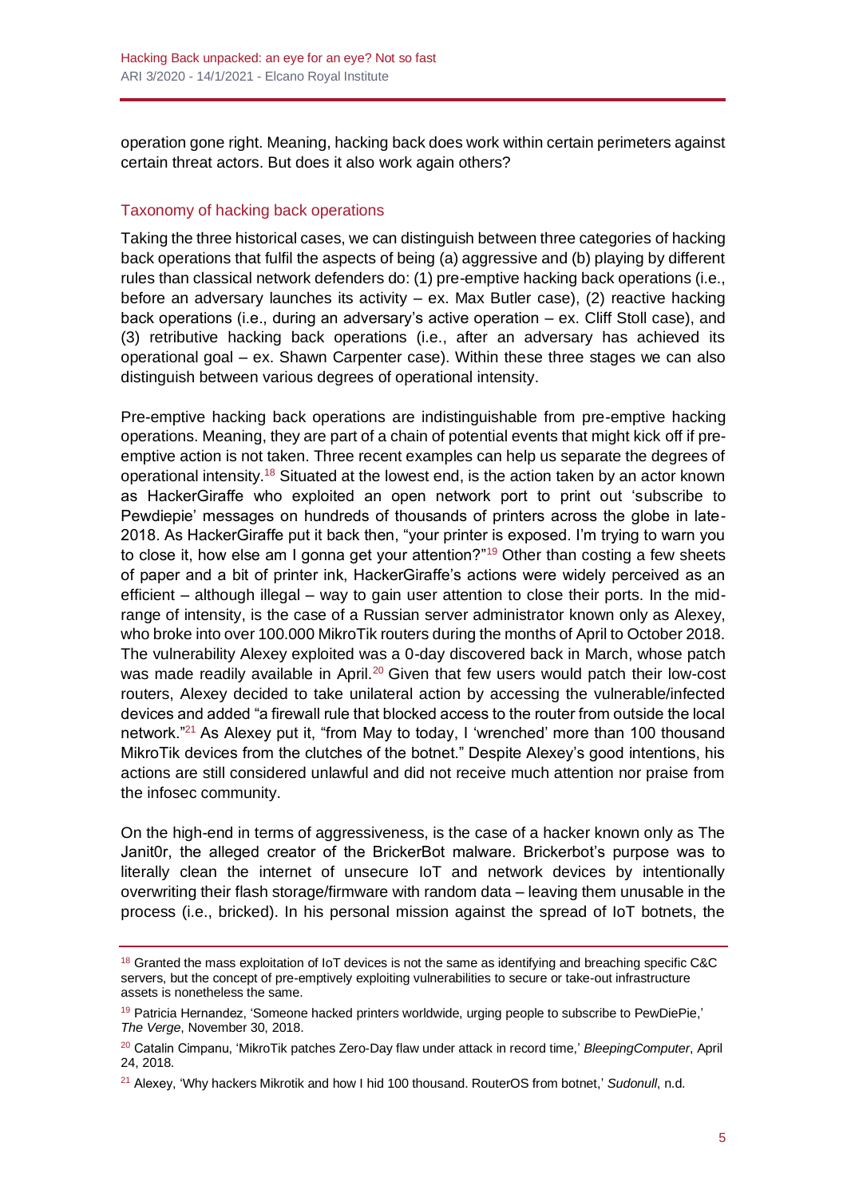operation gone right. Meaning, hacking back does work within certain perimeters against certain threat actors. But does it also work again others?

## Taxonomy of hacking back operations

Taking the three historical cases, we can distinguish between three categories of hacking back operations that fulfil the aspects of being (a) aggressive and (b) playing by different rules than classical network defenders do: (1) pre-emptive hacking back operations (i.e., before an adversary launches its activity – ex. Max Butler case), (2) reactive hacking back operations (i.e., during an adversary's active operation – ex. Cliff Stoll case), and (3) retributive hacking back operations (i.e., after an adversary has achieved its operational goal – ex. Shawn Carpenter case). Within these three stages we can also distinguish between various degrees of operational intensity.

Pre-emptive hacking back operations are indistinguishable from pre-emptive hacking operations. Meaning, they are part of a chain of potential events that might kick off if pre-emptive action is not taken. Three recent examples can help us separate the degrees of operational intensity.[18] Situated at the lowest end, is the action taken by an actor known as HackerGiraffe who exploited an open network port to print out 'subscribe to Pewdiepie' messages on hundreds of thousands of printers across the globe in late-2018. As HackerGiraffe put it back then, "your printer is exposed. I'm trying to warn you to close it, how else am I gonna get your attention?"[19] Other than costing a few sheets of paper and a bit of printer ink, HackerGiraffe's actions were widely perceived as an efficient – although illegal – way to gain user attention to close their ports. In the mid-range of intensity, is the case of a Russian server administrator known only as Alexey, who broke into over 100.000 MikroTik routers during the months of April to October 2018. The vulnerability Alexey exploited was a 0-day discovered back in March, whose patch was made readily available in April.[20] Given that few users would patch their low-cost routers, Alexey decided to take unilateral action by accessing the vulnerable/infected devices and added "a firewall rule that blocked access to the router from outside the local network."[21] As Alexey put it, "from May to today, I 'wrenched' more than 100 thousand MikroTik devices from the clutches of the botnet." Despite Alexey's good intentions, his actions are still considered unlawful and did not receive much attention nor praise from the infosec community.

On the high-end in terms of aggressiveness, is the case of a hacker known only as The Janit0r, the alleged creator of the BrickerBot malware. Brickerbot's purpose was to literally clean the internet of unsecure IoT and network devices by intentionally overwriting their flash storage/firmware with random data – leaving them unusable in the process (i.e., bricked). In his personal mission against the spread of IoT botnets, the

---

[18] Granted the mass exploitation of IoT devices is not the same as identifying and breaching specific C&C servers, but the concept of pre-emptively exploiting vulnerabilities to secure or take-out infrastructure assets is nonetheless the same.

[19] Patricia Hernandez, 'Someone hacked printers worldwide, urging people to subscribe to PewDiePie,' *The Verge*, November 30, 2018.

[20] Catalin Cimpanu, 'MikroTik patches Zero-Day flaw under attack in record time,' *BleepingComputer*, April 24, 2018.

[21] Alexey, 'Why hackers Mikrotik and how I hid 100 thousand. RouterOS from botnet,' *Sudonull*, n.d.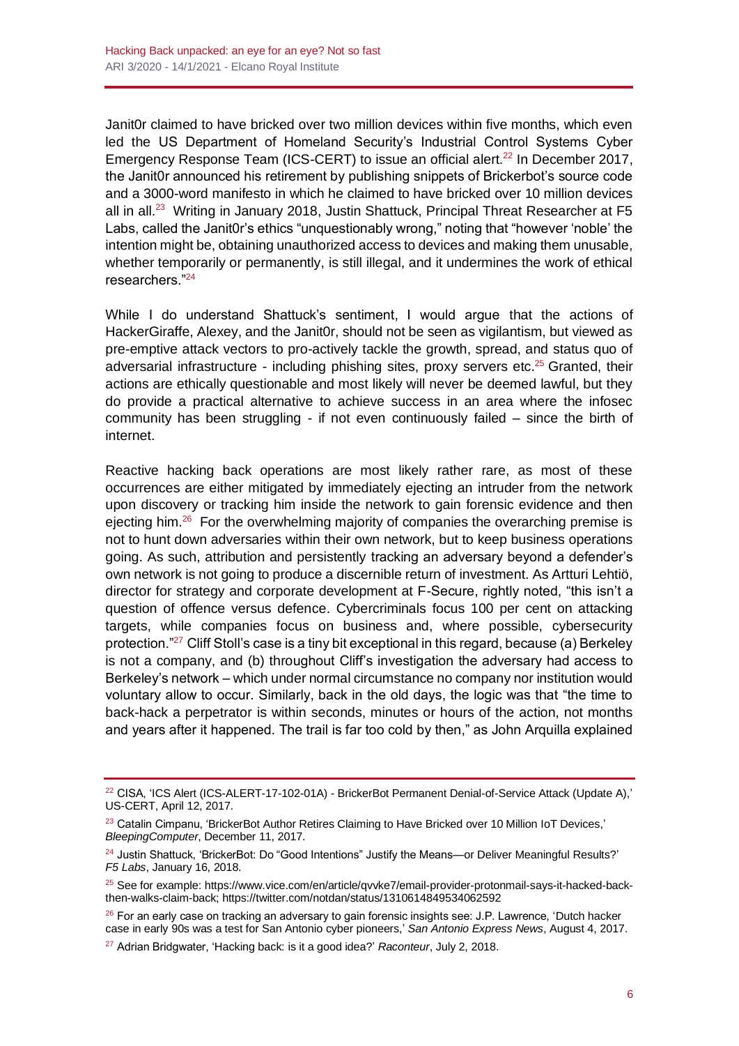Janit0r claimed to have bricked over two million devices within five months, which even led the US Department of Homeland Security's Industrial Control Systems Cyber Emergency Response Team (ICS-CERT) to issue an official alert.[22] In December 2017, the Janit0r announced his retirement by publishing snippets of Brickerbot's source code and a 3000-word manifesto in which he claimed to have bricked over 10 million devices all in all.[23] Writing in January 2018, Justin Shattuck, Principal Threat Researcher at F5 Labs, called the Janit0r's ethics "unquestionably wrong," noting that "however 'noble' the intention might be, obtaining unauthorized access to devices and making them unusable, whether temporarily or permanently, is still illegal, and it undermines the work of ethical researchers."[24]

While I do understand Shattuck's sentiment, I would argue that the actions of HackerGiraffe, Alexey, and the Janit0r, should not be seen as vigilantism, but viewed as pre-emptive attack vectors to pro-actively tackle the growth, spread, and status quo of adversarial infrastructure - including phishing sites, proxy servers etc.[25] Granted, their actions are ethically questionable and most likely will never be deemed lawful, but they do provide a practical alternative to achieve success in an area where the infosec community has been struggling - if not even continuously failed – since the birth of internet.

Reactive hacking back operations are most likely rather rare, as most of these occurrences are either mitigated by immediately ejecting an intruder from the network upon discovery or tracking him inside the network to gain forensic evidence and then ejecting him.[26] For the overwhelming majority of companies the overarching premise is not to hunt down adversaries within their own network, but to keep business operations going. As such, attribution and persistently tracking an adversary beyond a defender's own network is not going to produce a discernible return of investment. As Artturi Lehtiö, director for strategy and corporate development at F-Secure, rightly noted, "this isn't a question of offence versus defence. Cybercriminals focus 100 per cent on attacking targets, while companies focus on business and, where possible, cybersecurity protection."[27] Cliff Stoll's case is a tiny bit exceptional in this regard, because (a) Berkeley is not a company, and (b) throughout Cliff's investigation the adversary had access to Berkeley's network – which under normal circumstance no company nor institution would voluntary allow to occur. Similarly, back in the old days, the logic was that "the time to back-hack a perpetrator is within seconds, minutes or hours of the action, not months and years after it happened. The trail is far too cold by then," as John Arquilla explained

---

[22] CISA, 'ICS Alert (ICS-ALERT-17-102-01A) - BrickerBot Permanent Denial-of-Service Attack (Update A),' US-CERT, April 12, 2017.

[23] Catalin Cimpanu, 'BrickerBot Author Retires Claiming to Have Bricked over 10 Million IoT Devices,' *BleepingComputer*, December 11, 2017.

[24] Justin Shattuck, 'BrickerBot: Do "Good Intentions" Justify the Means—or Deliver Meaningful Results?' *F5 Labs*, January 16, 2018.

[25] See for example: https://www.vice.com/en/article/qvvke7/email-provider-protonmail-says-it-hacked-back-then-walks-claim-back; https://twitter.com/notdan/status/1310614849534062592

[26] For an early case on tracking an adversary to gain forensic insights see: J.P. Lawrence, 'Dutch hacker case in early 90s was a test for San Antonio cyber pioneers,' *San Antonio Express News*, August 4, 2017.

[27] Adrian Bridgwater, 'Hacking back: is it a good idea?' *Raconteur*, July 2, 2018.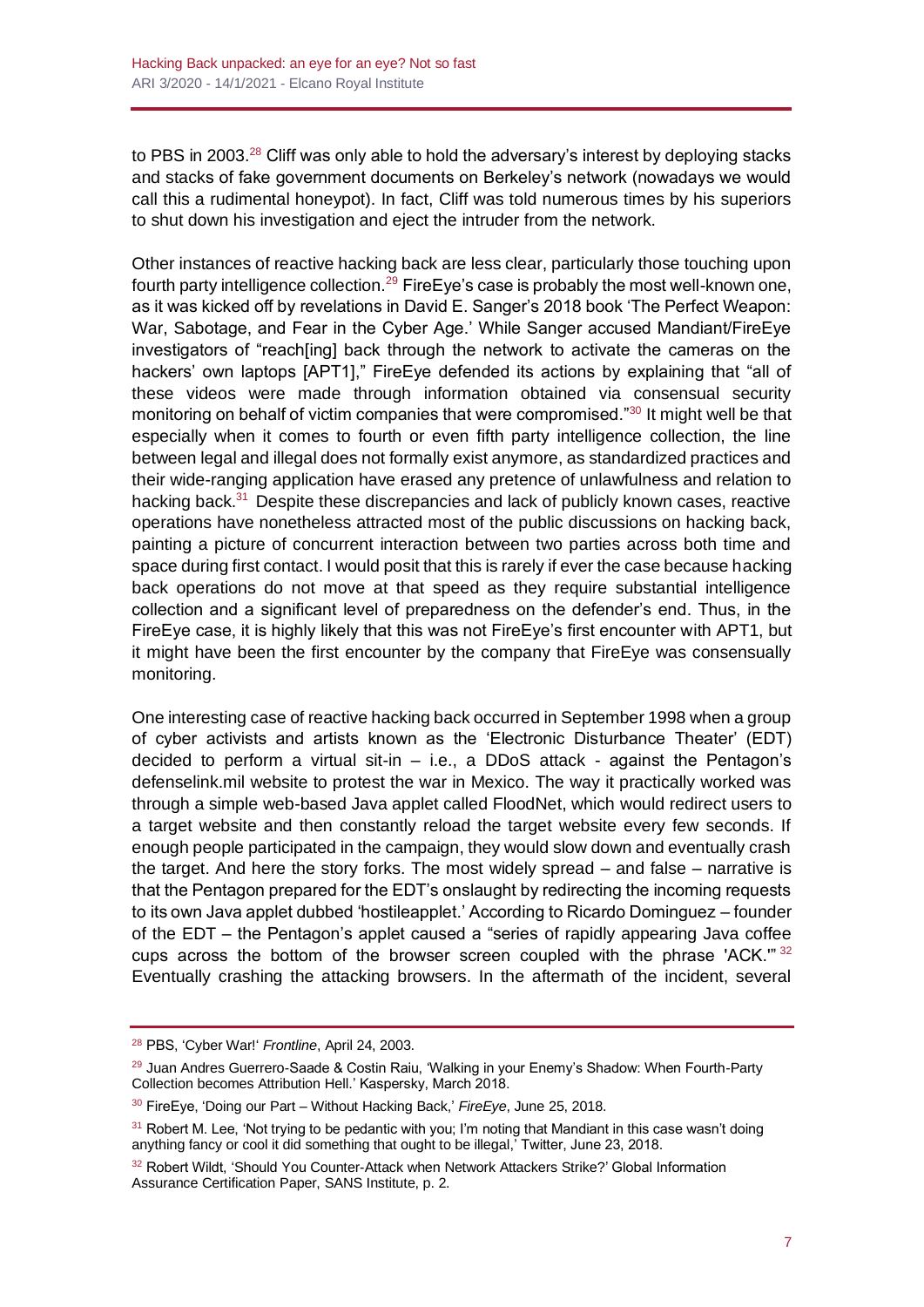to PBS in 2003.[28] Cliff was only able to hold the adversary's interest by deploying stacks and stacks of fake government documents on Berkeley's network (nowadays we would call this a rudimental honeypot). In fact, Cliff was told numerous times by his superiors to shut down his investigation and eject the intruder from the network.

Other instances of reactive hacking back are less clear, particularly those touching upon fourth party intelligence collection.[29] FireEye's case is probably the most well-known one, as it was kicked off by revelations in David E. Sanger's 2018 book 'The Perfect Weapon: War, Sabotage, and Fear in the Cyber Age.' While Sanger accused Mandiant/FireEye investigators of "reach[ing] back through the network to activate the cameras on the hackers' own laptops [APT1]," FireEye defended its actions by explaining that "all of these videos were made through information obtained via consensual security monitoring on behalf of victim companies that were compromised."[30] It might well be that especially when it comes to fourth or even fifth party intelligence collection, the line between legal and illegal does not formally exist anymore, as standardized practices and their wide-ranging application have erased any pretence of unlawfulness and relation to hacking back.[31] Despite these discrepancies and lack of publicly known cases, reactive operations have nonetheless attracted most of the public discussions on hacking back, painting a picture of concurrent interaction between two parties across both time and space during first contact. I would posit that this is rarely if ever the case because hacking back operations do not move at that speed as they require substantial intelligence collection and a significant level of preparedness on the defender's end. Thus, in the FireEye case, it is highly likely that this was not FireEye's first encounter with APT1, but it might have been the first encounter by the company that FireEye was consensually monitoring.

One interesting case of reactive hacking back occurred in September 1998 when a group of cyber activists and artists known as the 'Electronic Disturbance Theater' (EDT) decided to perform a virtual sit-in – i.e., a DDoS attack - against the Pentagon's defenselink.mil website to protest the war in Mexico. The way it practically worked was through a simple web-based Java applet called FloodNet, which would redirect users to a target website and then constantly reload the target website every few seconds. If enough people participated in the campaign, they would slow down and eventually crash the target. And here the story forks. The most widely spread – and false – narrative is that the Pentagon prepared for the EDT's onslaught by redirecting the incoming requests to its own Java applet dubbed 'hostileapplet.' According to Ricardo Dominguez – founder of the EDT – the Pentagon's applet caused a "series of rapidly appearing Java coffee cups across the bottom of the browser screen coupled with the phrase 'ACK.'"[32] Eventually crashing the attacking browsers. In the aftermath of the incident, several

[28] PBS, 'Cyber War!' *Frontline*, April 24, 2003.

[29] Juan Andres Guerrero-Saade & Costin Raiu, 'Walking in your Enemy's Shadow: When Fourth-Party Collection becomes Attribution Hell.' Kaspersky, March 2018.

[30] FireEye, 'Doing our Part – Without Hacking Back,' *FireEye*, June 25, 2018.

[31] Robert M. Lee, 'Not trying to be pedantic with you; I'm noting that Mandiant in this case wasn't doing anything fancy or cool it did something that ought to be illegal,' Twitter, June 23, 2018.

[32] Robert Wildt, 'Should You Counter-Attack when Network Attackers Strike?' Global Information Assurance Certification Paper, SANS Institute, p. 2.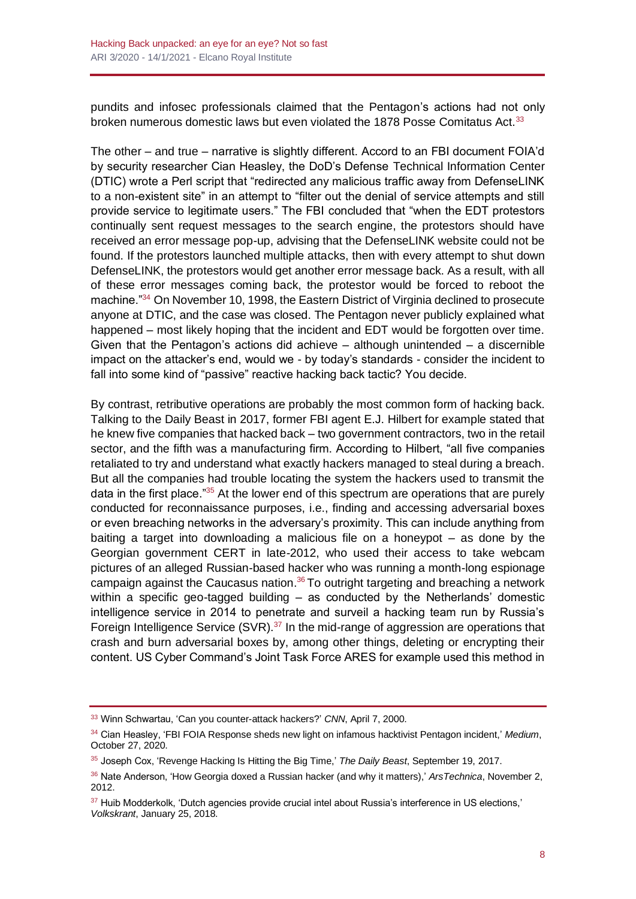pundits and infosec professionals claimed that the Pentagon's actions had not only broken numerous domestic laws but even violated the 1878 Posse Comitatus Act.[33]

The other – and true – narrative is slightly different. Accord to an FBI document FOIA'd by security researcher Cian Heasley, the DoD's Defense Technical Information Center (DTIC) wrote a Perl script that "redirected any malicious traffic away from DefenseLINK to a non-existent site" in an attempt to "filter out the denial of service attempts and still provide service to legitimate users." The FBI concluded that "when the EDT protestors continually sent request messages to the search engine, the protestors should have received an error message pop-up, advising that the DefenseLINK website could not be found. If the protestors launched multiple attacks, then with every attempt to shut down DefenseLINK, the protestors would get another error message back. As a result, with all of these error messages coming back, the protestor would be forced to reboot the machine."[34] On November 10, 1998, the Eastern District of Virginia declined to prosecute anyone at DTIC, and the case was closed. The Pentagon never publicly explained what happened – most likely hoping that the incident and EDT would be forgotten over time. Given that the Pentagon's actions did achieve – although unintended – a discernible impact on the attacker's end, would we - by today's standards - consider the incident to fall into some kind of "passive" reactive hacking back tactic? You decide.

By contrast, retributive operations are probably the most common form of hacking back. Talking to the Daily Beast in 2017, former FBI agent E.J. Hilbert for example stated that he knew five companies that hacked back – two government contractors, two in the retail sector, and the fifth was a manufacturing firm. According to Hilbert, "all five companies retaliated to try and understand what exactly hackers managed to steal during a breach. But all the companies had trouble locating the system the hackers used to transmit the data in the first place."[35] At the lower end of this spectrum are operations that are purely conducted for reconnaissance purposes, i.e., finding and accessing adversarial boxes or even breaching networks in the adversary's proximity. This can include anything from baiting a target into downloading a malicious file on a honeypot – as done by the Georgian government CERT in late-2012, who used their access to take webcam pictures of an alleged Russian-based hacker who was running a month-long espionage campaign against the Caucasus nation.[36] To outright targeting and breaching a network within a specific geo-tagged building – as conducted by the Netherlands' domestic intelligence service in 2014 to penetrate and surveil a hacking team run by Russia's Foreign Intelligence Service (SVR).[37] In the mid-range of aggression are operations that crash and burn adversarial boxes by, among other things, deleting or encrypting their content. US Cyber Command's Joint Task Force ARES for example used this method in

---

[33] Winn Schwartau, 'Can you counter-attack hackers?' *CNN*, April 7, 2000.

[34] Cian Heasley, 'FBI FOIA Response sheds new light on infamous hacktivist Pentagon incident,' *Medium*, October 27, 2020.

[35] Joseph Cox, 'Revenge Hacking Is Hitting the Big Time,' *The Daily Beast*, September 19, 2017.

[36] Nate Anderson, 'How Georgia doxed a Russian hacker (and why it matters),' *ArsTechnica*, November 2, 2012.

[37] Huib Modderkolk, 'Dutch agencies provide crucial intel about Russia's interference in US elections,' *Volkskrant*, January 25, 2018.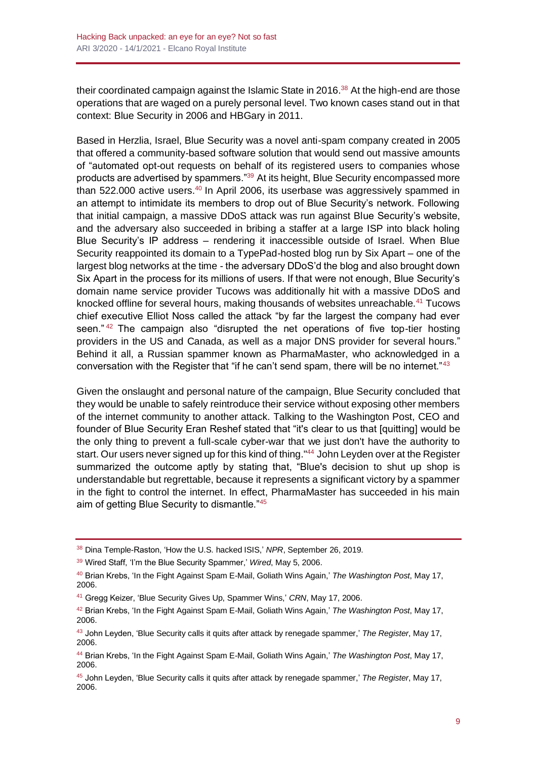their coordinated campaign against the Islamic State in 2016.[38] At the high-end are those operations that are waged on a purely personal level. Two known cases stand out in that context: Blue Security in 2006 and HBGary in 2011.

Based in Herzlia, Israel, Blue Security was a novel anti-spam company created in 2005 that offered a community-based software solution that would send out massive amounts of "automated opt-out requests on behalf of its registered users to companies whose products are advertised by spammers."[39] At its height, Blue Security encompassed more than 522.000 active users.[40] In April 2006, its userbase was aggressively spammed in an attempt to intimidate its members to drop out of Blue Security's network. Following that initial campaign, a massive DDoS attack was run against Blue Security's website, and the adversary also succeeded in bribing a staffer at a large ISP into black holing Blue Security's IP address – rendering it inaccessible outside of Israel. When Blue Security reappointed its domain to a TypePad-hosted blog run by Six Apart – one of the largest blog networks at the time - the adversary DDoS'd the blog and also brought down Six Apart in the process for its millions of users. If that were not enough, Blue Security's domain name service provider Tucows was additionally hit with a massive DDoS and knocked offline for several hours, making thousands of websites unreachable.[41] Tucows chief executive Elliot Noss called the attack "by far the largest the company had ever seen."[42] The campaign also "disrupted the net operations of five top-tier hosting providers in the US and Canada, as well as a major DNS provider for several hours." Behind it all, a Russian spammer known as PharmaMaster, who acknowledged in a conversation with the Register that "if he can't send spam, there will be no internet."[43]

Given the onslaught and personal nature of the campaign, Blue Security concluded that they would be unable to safely reintroduce their service without exposing other members of the internet community to another attack. Talking to the Washington Post, CEO and founder of Blue Security Eran Reshef stated that "it's clear to us that [quitting] would be the only thing to prevent a full-scale cyber-war that we just don't have the authority to start. Our users never signed up for this kind of thing."[44] John Leyden over at the Register summarized the outcome aptly by stating that, "Blue's decision to shut up shop is understandable but regrettable, because it represents a significant victory by a spammer in the fight to control the internet. In effect, PharmaMaster has succeeded in his main aim of getting Blue Security to dismantle."[45]

---

[38] Dina Temple-Raston, 'How the U.S. hacked ISIS,' *NPR*, September 26, 2019.

[39] Wired Staff, 'I'm the Blue Security Spammer,' *Wired*, May 5, 2006.

[40] Brian Krebs, 'In the Fight Against Spam E-Mail, Goliath Wins Again,' *The Washington Post*, May 17, 2006.

[41] Gregg Keizer, 'Blue Security Gives Up, Spammer Wins,' *CRN*, May 17, 2006.

[42] Brian Krebs, 'In the Fight Against Spam E-Mail, Goliath Wins Again,' *The Washington Post*, May 17, 2006.

[43] John Leyden, 'Blue Security calls it quits after attack by renegade spammer,' *The Register*, May 17, 2006.

[44] Brian Krebs, 'In the Fight Against Spam E-Mail, Goliath Wins Again,' *The Washington Post*, May 17, 2006.

[45] John Leyden, 'Blue Security calls it quits after attack by renegade spammer,' *The Register*, May 17, 2006.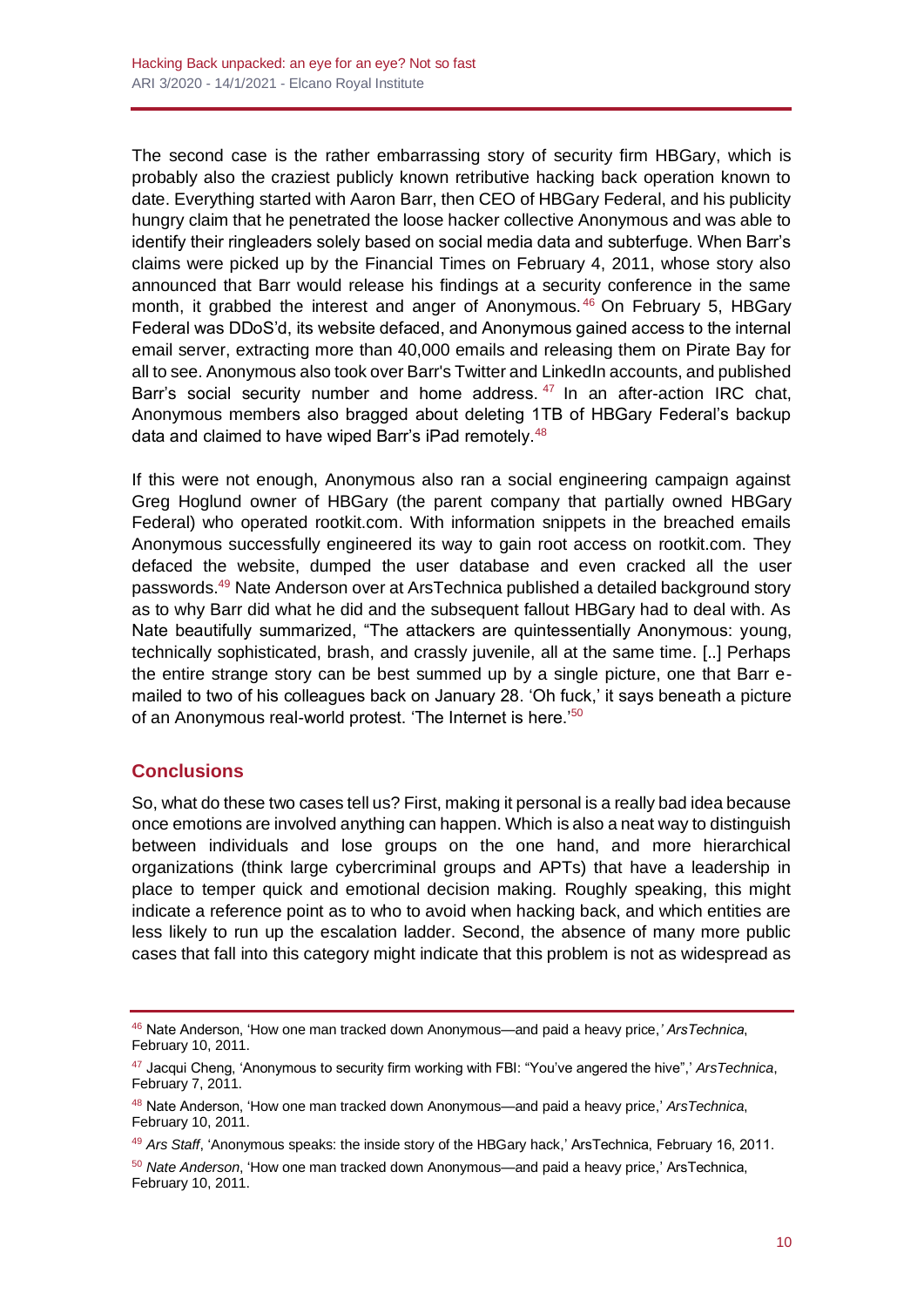The second case is the rather embarrassing story of security firm HBGary, which is probably also the craziest publicly known retributive hacking back operation known to date. Everything started with Aaron Barr, then CEO of HBGary Federal, and his publicity hungry claim that he penetrated the loose hacker collective Anonymous and was able to identify their ringleaders solely based on social media data and subterfuge. When Barr's claims were picked up by the Financial Times on February 4, 2011, whose story also announced that Barr would release his findings at a security conference in the same month, it grabbed the interest and anger of Anonymous.[46] On February 5, HBGary Federal was DDoS'd, its website defaced, and Anonymous gained access to the internal email server, extracting more than 40,000 emails and releasing them on Pirate Bay for all to see. Anonymous also took over Barr's Twitter and LinkedIn accounts, and published Barr's social security number and home address.[47] In an after-action IRC chat, Anonymous members also bragged about deleting 1TB of HBGary Federal's backup data and claimed to have wiped Barr's iPad remotely.[48]

If this were not enough, Anonymous also ran a social engineering campaign against Greg Hoglund owner of HBGary (the parent company that partially owned HBGary Federal) who operated rootkit.com. With information snippets in the breached emails Anonymous successfully engineered its way to gain root access on rootkit.com. They defaced the website, dumped the user database and even cracked all the user passwords.[49] Nate Anderson over at ArsTechnica published a detailed background story as to why Barr did what he did and the subsequent fallout HBGary had to deal with. As Nate beautifully summarized, "The attackers are quintessentially Anonymous: young, technically sophisticated, brash, and crassly juvenile, all at the same time. [..] Perhaps the entire strange story can be best summed up by a single picture, one that Barr e-mailed to two of his colleagues back on January 28. 'Oh fuck,' it says beneath a picture of an Anonymous real-world protest. 'The Internet is here.'[50]

## Conclusions

So, what do these two cases tell us? First, making it personal is a really bad idea because once emotions are involved anything can happen. Which is also a neat way to distinguish between individuals and lose groups on the one hand, and more hierarchical organizations (think large cybercriminal groups and APTs) that have a leadership in place to temper quick and emotional decision making. Roughly speaking, this might indicate a reference point as to who to avoid when hacking back, and which entities are less likely to run up the escalation ladder. Second, the absence of many more public cases that fall into this category might indicate that this problem is not as widespread as

---

[46] Nate Anderson, 'How one man tracked down Anonymous—and paid a heavy price,' *ArsTechnica*, February 10, 2011.

[47] Jacqui Cheng, 'Anonymous to security firm working with FBI: "You've angered the hive",' *ArsTechnica*, February 7, 2011.

[48] Nate Anderson, 'How one man tracked down Anonymous—and paid a heavy price,' *ArsTechnica*, February 10, 2011.

[49] *Ars Staff*, 'Anonymous speaks: the inside story of the HBGary hack,' ArsTechnica, February 16, 2011.

[50] *Nate Anderson*, 'How one man tracked down Anonymous—and paid a heavy price,' ArsTechnica, February 10, 2011.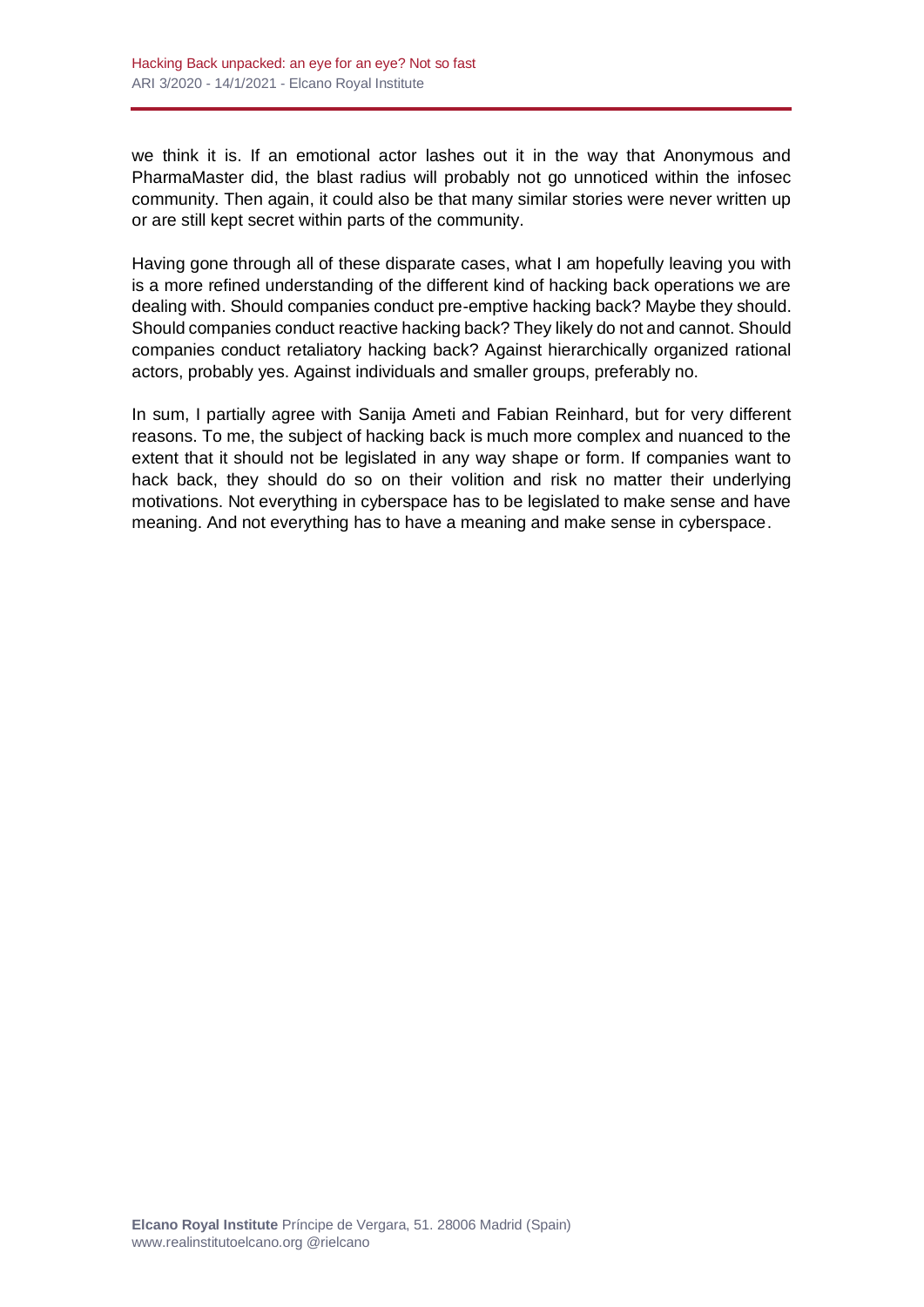we think it is. If an emotional actor lashes out it in the way that Anonymous and PharmaMaster did, the blast radius will probably not go unnoticed within the infosec community. Then again, it could also be that many similar stories were never written up or are still kept secret within parts of the community.

Having gone through all of these disparate cases, what I am hopefully leaving you with is a more refined understanding of the different kind of hacking back operations we are dealing with. Should companies conduct pre-emptive hacking back? Maybe they should. Should companies conduct reactive hacking back? They likely do not and cannot. Should companies conduct retaliatory hacking back? Against hierarchically organized rational actors, probably yes. Against individuals and smaller groups, preferably no.

In sum, I partially agree with Sanija Ameti and Fabian Reinhard, but for very different reasons. To me, the subject of hacking back is much more complex and nuanced to the extent that it should not be legislated in any way shape or form. If companies want to hack back, they should do so on their volition and risk no matter their underlying motivations. Not everything in cyberspace has to be legislated to make sense and have meaning. And not everything has to have a meaning and make sense in cyberspace.